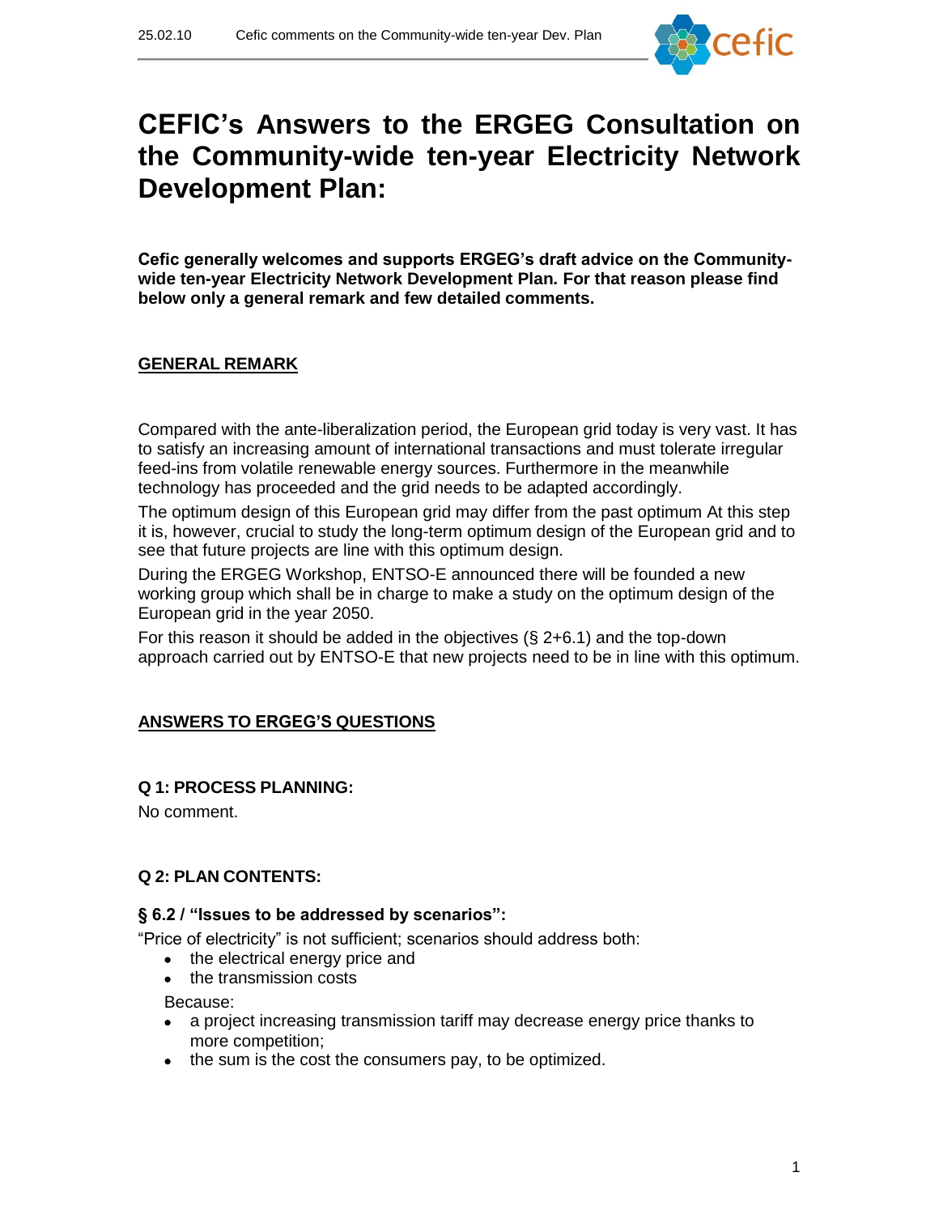# CEFIC's Answers to the ERGEG Consultation on the Community-wide ten-year Electricity Network Development Plan:

**Cefic generally welcomes and supports ERGEG's draft advice on the Community-wide ten-year Electricity Network Development Plan. For that reason please find below only a general remark and few detailed comments.**

## GENERAL REMARK

Compared with the ante-liberalization period, the European grid today is very vast. It has to satisfy an increasing amount of international transactions and must tolerate irregular feed-ins from volatile renewable energy sources. Furthermore in the meanwhile technology has proceeded and the grid needs to be adapted accordingly.

The optimum design of this European grid may differ from the past optimum At this step it is, however, crucial to study the long-term optimum design of the European grid and to see that future projects are line with this optimum design.

During the ERGEG Workshop, ENTSO-E announced there will be founded a new working group which shall be in charge to make a study on the optimum design of the European grid in the year 2050.

For this reason it should be added in the objectives (§ 2+6.1) and the top-down approach carried out by ENTSO-E that new projects need to be in line with this optimum.

## ANSWERS TO ERGEG'S QUESTIONS

### Q 1: PROCESS PLANNING:

No comment.

### Q 2: PLAN CONTENTS:

#### § 6.2 / "Issues to be addressed by scenarios":

"Price of electricity" is not sufficient; scenarios should address both:

- the electrical energy price and
- the transmission costs

Because:

- a project increasing transmission tariff may decrease energy price thanks to more competition;
- the sum is the cost the consumers pay, to be optimized.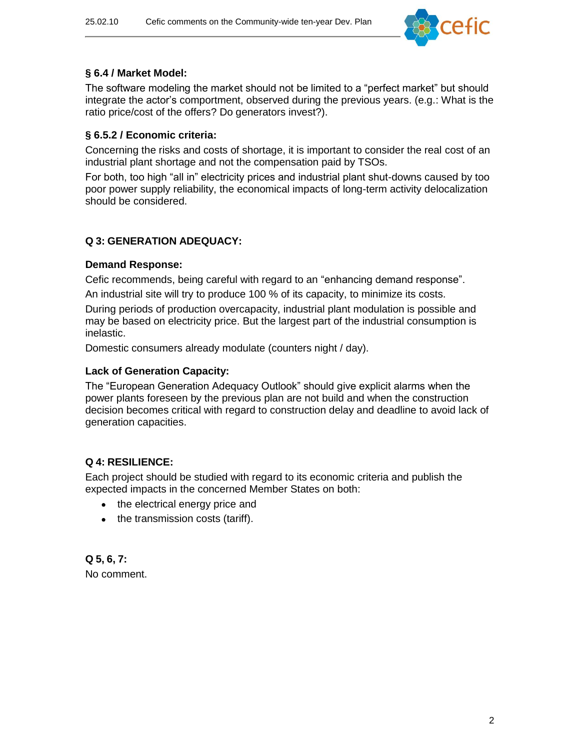**§ 6.4 / Market Model:**

The software modeling the market should not be limited to a "perfect market" but should integrate the actor's comportment, observed during the previous years. (e.g.: What is the ratio price/cost of the offers? Do generators invest?).

**§ 6.5.2 / Economic criteria:**

Concerning the risks and costs of shortage, it is important to consider the real cost of an industrial plant shortage and not the compensation paid by TSOs.

For both, too high "all in" electricity prices and industrial plant shut-downs caused by too poor power supply reliability, the economical impacts of long-term activity delocalization should be considered.

## Q 3: GENERATION ADEQUACY:

### Demand Response:

Cefic recommends, being careful with regard to an "enhancing demand response".

An industrial site will try to produce 100 % of its capacity, to minimize its costs.

During periods of production overcapacity, industrial plant modulation is possible and may be based on electricity price. But the largest part of the industrial consumption is inelastic.

Domestic consumers already modulate (counters night / day).

### Lack of Generation Capacity:

The "European Generation Adequacy Outlook" should give explicit alarms when the power plants foreseen by the previous plan are not build and when the construction decision becomes critical with regard to construction delay and deadline to avoid lack of generation capacities.

## Q 4: RESILIENCE:

Each project should be studied with regard to its economic criteria and publish the expected impacts in the concerned Member States on both:

- the electrical energy price and
- the transmission costs (tariff).

## Q 5, 6, 7:

No comment.